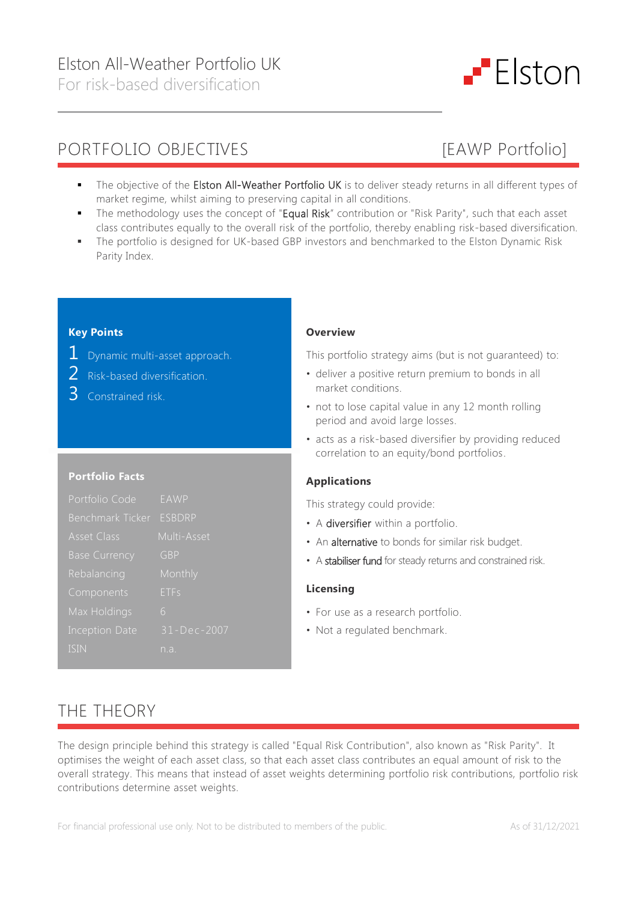# Elston All-Weather Portfolio UK

For risk-based diversification

## PORTFOLIO OBJECTIVES [EAWP Portfolio]

- The objective of the Elston All-Weather Portfolio UK is to deliver steady returns in all different types of market regime, whilst aiming to preserving capital in all conditions.
- The methodology uses the concept of "Equal Risk" contribution or "Risk Parity", such that each asset class contributes equally to the overall risk of the portfolio, thereby enabling risk-based diversification.
- The portfolio is designed for UK-based GBP investors and benchmarked to the Elston Dynamic Risk Parity Index.

**Key Points**

1. Dynamic multi-asset approach.
2. Risk-based diversification.
3. Constrained risk.

**Portfolio Facts**

| | |
|---|---|
| Portfolio Code | EAWP |
| Benchmark Ticker | ESBDRP |
| Asset Class | Multi-Asset |
| Base Currency | GBP |
| Rebalancing | Monthly |
| Components | ETFs |
| Max Holdings | 6 |
| Inception Date | 31-Dec-2007 |
| ISIN | n.a. |

**Overview**

This portfolio strategy aims (but is not guaranteed) to:

- deliver a positive return premium to bonds in all market conditions.
- not to lose capital value in any 12 month rolling period and avoid large losses.
- acts as a risk-based diversifier by providing reduced correlation to an equity/bond portfolios.

**Applications**

This strategy could provide:

- A diversifier within a portfolio.
- An alternative to bonds for similar risk budget.
- A stabiliser fund for steady returns and constrained risk.

**Licensing**

- For use as a research portfolio.
- Not a regulated benchmark.

## THE THEORY

The design principle behind this strategy is called "Equal Risk Contribution", also known as "Risk Parity". It optimises the weight of each asset class, so that each asset class contributes an equal amount of risk to the overall strategy. This means that instead of asset weights determining portfolio risk contributions, portfolio risk contributions determine asset weights.

For financial professional use only. Not to be distributed to members of the public. As of 31/12/2021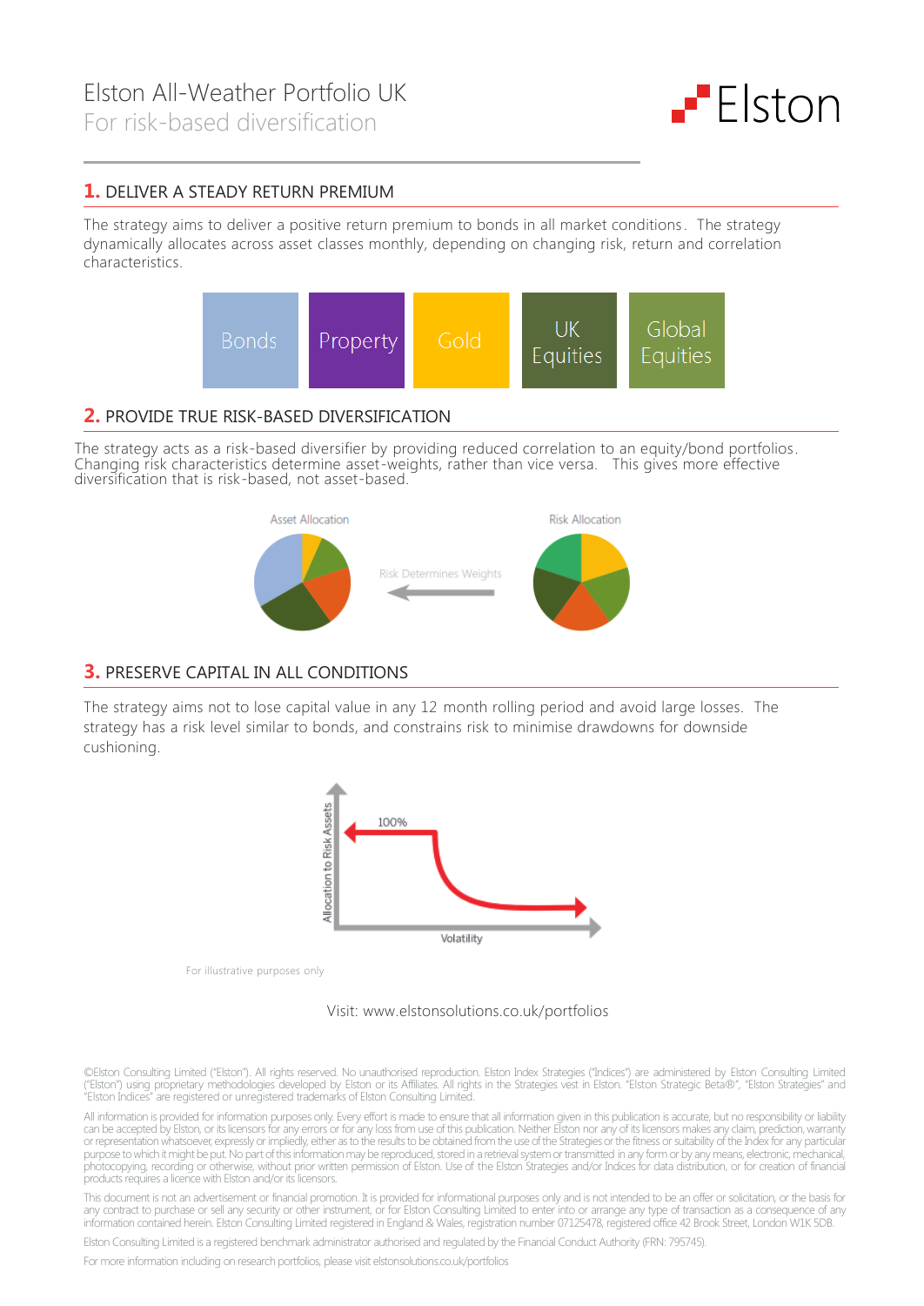# Elston All-Weather Portfolio UK

For risk-based diversification

Elston

## 1. DELIVER A STEADY RETURN PREMIUM

The strategy aims to deliver a positive return premium to bonds in all market conditions. The strategy dynamically allocates across asset classes monthly, depending on changing risk, return and correlation characteristics.

Bonds

Property

Gold

UK Equities

Global Equities

## 2. PROVIDE TRUE RISK-BASED DIVERSIFICATION

The strategy acts as a risk-based diversifier by providing reduced correlation to an equity/bond portfolios. Changing risk characteristics determine asset-weights, rather than vice versa. This gives more effective diversification that is risk-based, not asset-based.

Asset Allocation

Risk Determines Weights

Risk Allocation

## 3. PRESERVE CAPITAL IN ALL CONDITIONS

The strategy aims not to lose capital value in any 12 month rolling period and avoid large losses. The strategy has a risk level similar to bonds, and constrains risk to minimise drawdowns for downside cushioning.

100%

Allocation to Risk Assets

Volatility

For illustrative purposes only

Visit: www.elstonsolutions.co.uk/portfolios

©Elston Consulting Limited ("Elston"). All rights reserved. No unauthorised reproduction. Elston Index Strategies ("Indices") are administered by Elston Consulting Limited ("Elston") using proprietary methodologies developed by Elston or its Affiliates. All rights in the Strategies vest in Elston. "Elston Strategic Beta®", "Elston Strategies" and "Elston Indices" are registered or unregistered trademarks of Elston Consulting Limited.

All information is provided for information purposes only. Every effort is made to ensure that all information given in this publication is accurate, but no responsibility or liability can be accepted by Elston, or its licensors for any errors or for any loss from use of this publication. Neither Elston nor any of its licensors makes any claim, prediction, warranty or representation whatsoever, expressly or impliedly, either as to the results to be obtained from the use of the Strategies or the fitness or suitability of the Index for any particular purpose to which it might be put. No part of this information may be reproduced, stored in a retrieval system or transmitted in any form or by any means, electronic, mechanical, photocopying, recording or otherwise, without prior written permission of Elston. Use of the Elston Strategies and/or Indices for data distribution, or for creation of financial products requires a licence with Elston and/or its licensors.

This document is not an advertisement or financial promotion. It is provided for informational purposes only and is not intended to be an offer or solicitation, or the basis for any contract to purchase or sell any security or other instrument, or for Elston Consulting Limited to enter into or arrange any type of transaction as a consequence of any information contained herein. Elston Consulting Limited registered in England & Wales, registration number 07125478, registered office 42 Brook Street, London W1K 5DB.

Elston Consulting Limited is a registered benchmark administrator authorised and regulated by the Financial Conduct Authority (FRN: 795745).

For more information including on research portfolios, please visit elstonsolutions.co.uk/portfolios